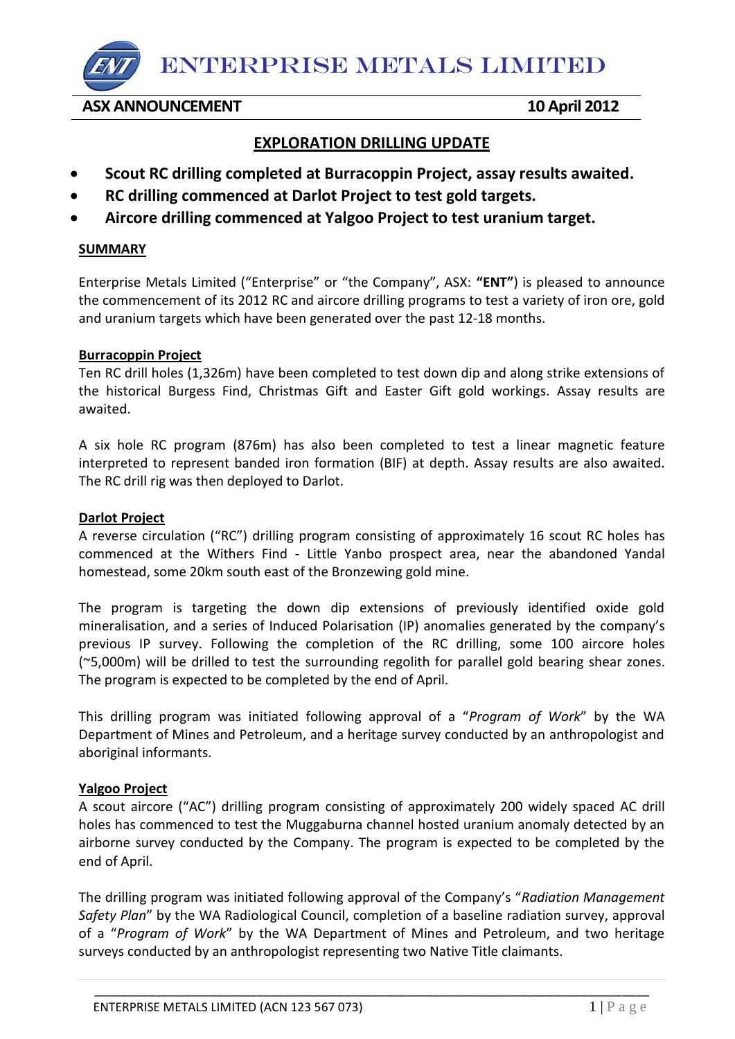# ENTERPRISE METALS LIMITED

**ASX ANNOUNCEMENT** **10 April 2012**

## EXPLORATION DRILLING UPDATE

- **Scout RC drilling completed at Burracoppin Project, assay results awaited.**
- **RC drilling commenced at Darlot Project to test gold targets.**
- **Aircore drilling commenced at Yalgoo Project to test uranium target.**

### SUMMARY

Enterprise Metals Limited ("Enterprise" or "the Company", ASX: **"ENT"**) is pleased to announce the commencement of its 2012 RC and aircore drilling programs to test a variety of iron ore, gold and uranium targets which have been generated over the past 12-18 months.

### Burracoppin Project

Ten RC drill holes (1,326m) have been completed to test down dip and along strike extensions of the historical Burgess Find, Christmas Gift and Easter Gift gold workings. Assay results are awaited.

A six hole RC program (876m) has also been completed to test a linear magnetic feature interpreted to represent banded iron formation (BIF) at depth. Assay results are also awaited. The RC drill rig was then deployed to Darlot.

### Darlot Project

A reverse circulation ("RC") drilling program consisting of approximately 16 scout RC holes has commenced at the Withers Find - Little Yanbo prospect area, near the abandoned Yandal homestead, some 20km south east of the Bronzewing gold mine.

The program is targeting the down dip extensions of previously identified oxide gold mineralisation, and a series of Induced Polarisation (IP) anomalies generated by the company's previous IP survey. Following the completion of the RC drilling, some 100 aircore holes (~5,000m) will be drilled to test the surrounding regolith for parallel gold bearing shear zones. The program is expected to be completed by the end of April.

This drilling program was initiated following approval of a "*Program of Work*" by the WA Department of Mines and Petroleum, and a heritage survey conducted by an anthropologist and aboriginal informants.

### Yalgoo Project

A scout aircore ("AC") drilling program consisting of approximately 200 widely spaced AC drill holes has commenced to test the Muggaburna channel hosted uranium anomaly detected by an airborne survey conducted by the Company. The program is expected to be completed by the end of April.

The drilling program was initiated following approval of the Company's "*Radiation Management Safety Plan*" by the WA Radiological Council, completion of a baseline radiation survey, approval of a "*Program of Work*" by the WA Department of Mines and Petroleum, and two heritage surveys conducted by an anthropologist representing two Native Title claimants.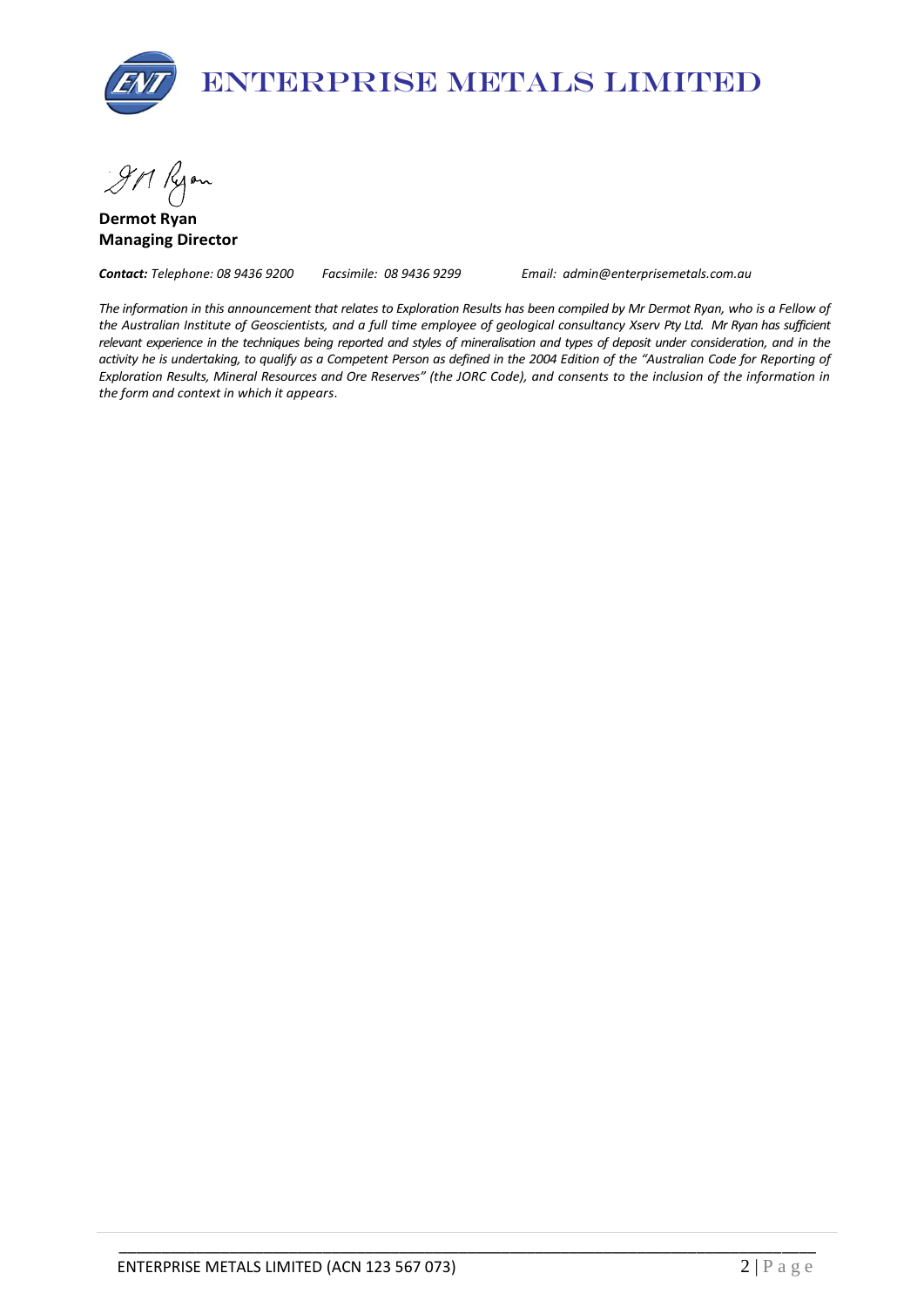Dermot Ryan
**Managing Director**

***Contact:*** *Telephone: 08 9436 9200* *Facsimile: 08 9436 9299* *Email: admin@enterprisemetals.com.au*

*The information in this announcement that relates to Exploration Results has been compiled by Mr Dermot Ryan, who is a Fellow of the Australian Institute of Geoscientists, and a full time employee of geological consultancy Xserv Pty Ltd. Mr Ryan has sufficient relevant experience in the techniques being reported and styles of mineralisation and types of deposit under consideration, and in the activity he is undertaking, to qualify as a Competent Person as defined in the 2004 Edition of the "Australian Code for Reporting of Exploration Results, Mineral Resources and Ore Reserves" (the JORC Code), and consents to the inclusion of the information in the form and context in which it appears.*